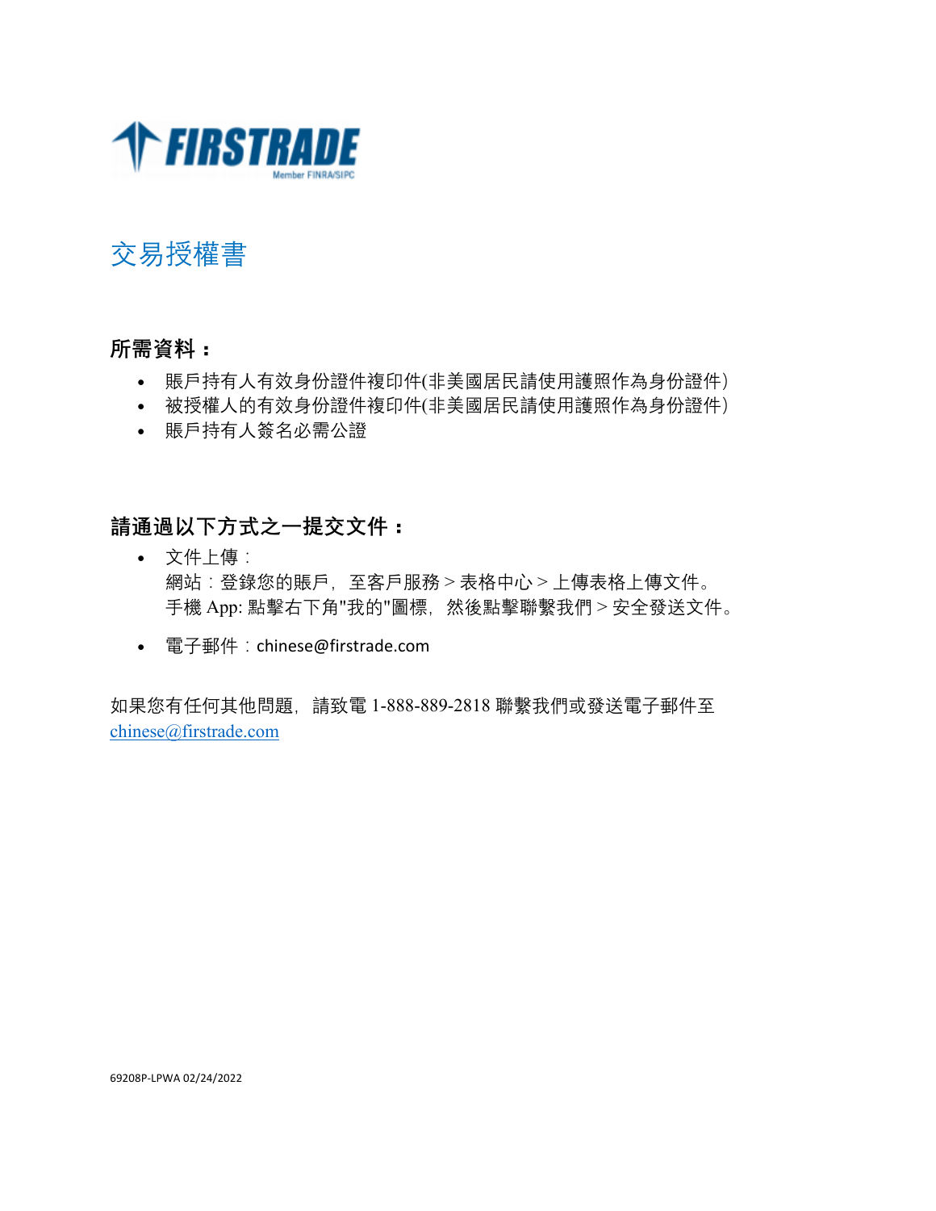FIRSTRADE
Member FINRA/SIPC

# 交易授權書

### 所需資料：

- 賬戶持有人有效身份證件複印件(非美國居民請使用護照作為身份證件)
- 被授權人的有效身份證件複印件(非美國居民請使用護照作為身份證件)
- 賬戶持有人簽名必需公證

### 請通過以下方式之一提交文件：

- 文件上傳：
  網站：登錄您的賬戶，至客戶服務 > 表格中心 > 上傳表格上傳文件。
  手機 App: 點擊右下角"我的"圖標，然後點擊聯繫我們 > 安全發送文件。
- 電子郵件：chinese@firstrade.com

如果您有任何其他問題，請致電 1-888-889-2818 聯繫我們或發送電子郵件至 chinese@firstrade.com

69208P-LPWA 02/24/2022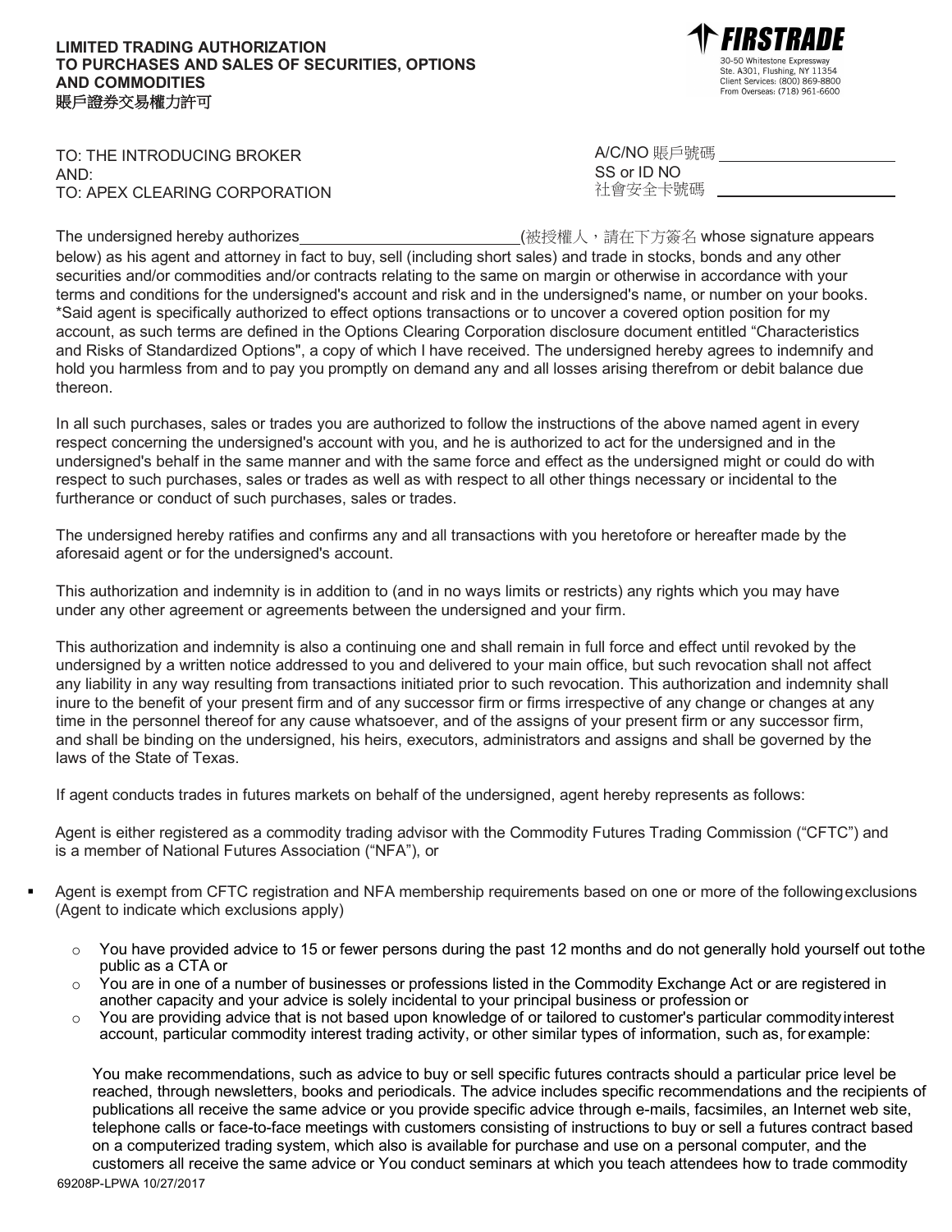**LIMITED TRADING AUTHORIZATION**
**TO PURCHASES AND SALES OF SECURITIES, OPTIONS AND COMMODITIES**
**賬戶證券交易權力許可**

**FIRSTRADE**
30-50 Whitestone Expressway
Ste. A301, Flushing, NY 11354
Client Services: (800) 869-8800
From Overseas: (718) 961-6600

TO: THE INTRODUCING BROKER
AND:
TO: APEX CLEARING CORPORATION

A/C/NO 賬戶號碼 ____________________
SS or ID NO
社會安全卡號碼 ____________________

The undersigned hereby authorizes ________________________(被授權人，請在下方簽名 whose signature appears below) as his agent and attorney in fact to buy, sell (including short sales) and trade in stocks, bonds and any other securities and/or commodities and/or contracts relating to the same on margin or otherwise in accordance with your terms and conditions for the undersigned's account and risk and in the undersigned's name, or number on your books. *Said agent is specifically authorized to effect options transactions or to uncover a covered option position for my account, as such terms are defined in the Options Clearing Corporation disclosure document entitled "Characteristics and Risks of Standardized Options", a copy of which I have received. The undersigned hereby agrees to indemnify and hold you harmless from and to pay you promptly on demand any and all losses arising therefrom or debit balance due thereon.

In all such purchases, sales or trades you are authorized to follow the instructions of the above named agent in every respect concerning the undersigned's account with you, and he is authorized to act for the undersigned and in the undersigned's behalf in the same manner and with the same force and effect as the undersigned might or could do with respect to such purchases, sales or trades as well as with respect to all other things necessary or incidental to the furtherance or conduct of such purchases, sales or trades.

The undersigned hereby ratifies and confirms any and all transactions with you heretofore or hereafter made by the aforesaid agent or for the undersigned's account.

This authorization and indemnity is in addition to (and in no ways limits or restricts) any rights which you may have under any other agreement or agreements between the undersigned and your firm.

This authorization and indemnity is also a continuing one and shall remain in full force and effect until revoked by the undersigned by a written notice addressed to you and delivered to your main office, but such revocation shall not affect any liability in any way resulting from transactions initiated prior to such revocation. This authorization and indemnity shall inure to the benefit of your present firm and of any successor firm or firms irrespective of any change or changes at any time in the personnel thereof for any cause whatsoever, and of the assigns of your present firm or any successor firm, and shall be binding on the undersigned, his heirs, executors, administrators and assigns and shall be governed by the laws of the State of Texas.

If agent conducts trades in futures markets on behalf of the undersigned, agent hereby represents as follows:

Agent is either registered as a commodity trading advisor with the Commodity Futures Trading Commission ("CFTC") and is a member of National Futures Association ("NFA"), or

- Agent is exempt from CFTC registration and NFA membership requirements based on one or more of the following exclusions (Agent to indicate which exclusions apply)
  - You have provided advice to 15 or fewer persons during the past 12 months and do not generally hold yourself out to the public as a CTA or
  - You are in one of a number of businesses or professions listed in the Commodity Exchange Act or are registered in another capacity and your advice is solely incidental to your principal business or profession or
  - You are providing advice that is not based upon knowledge of or tailored to customer's particular commodity interest account, particular commodity interest trading activity, or other similar types of information, such as, for example:

  You make recommendations, such as advice to buy or sell specific futures contracts should a particular price level be reached, through newsletters, books and periodicals. The advice includes specific recommendations and the recipients of publications all receive the same advice or you provide specific advice through e-mails, facsimiles, an Internet web site, telephone calls or face-to-face meetings with customers consisting of instructions to buy or sell a futures contract based on a computerized trading system, which also is available for purchase and use on a personal computer, and the customers all receive the same advice or You conduct seminars at which you teach attendees how to trade commodity

69208P-LPWA 10/27/2017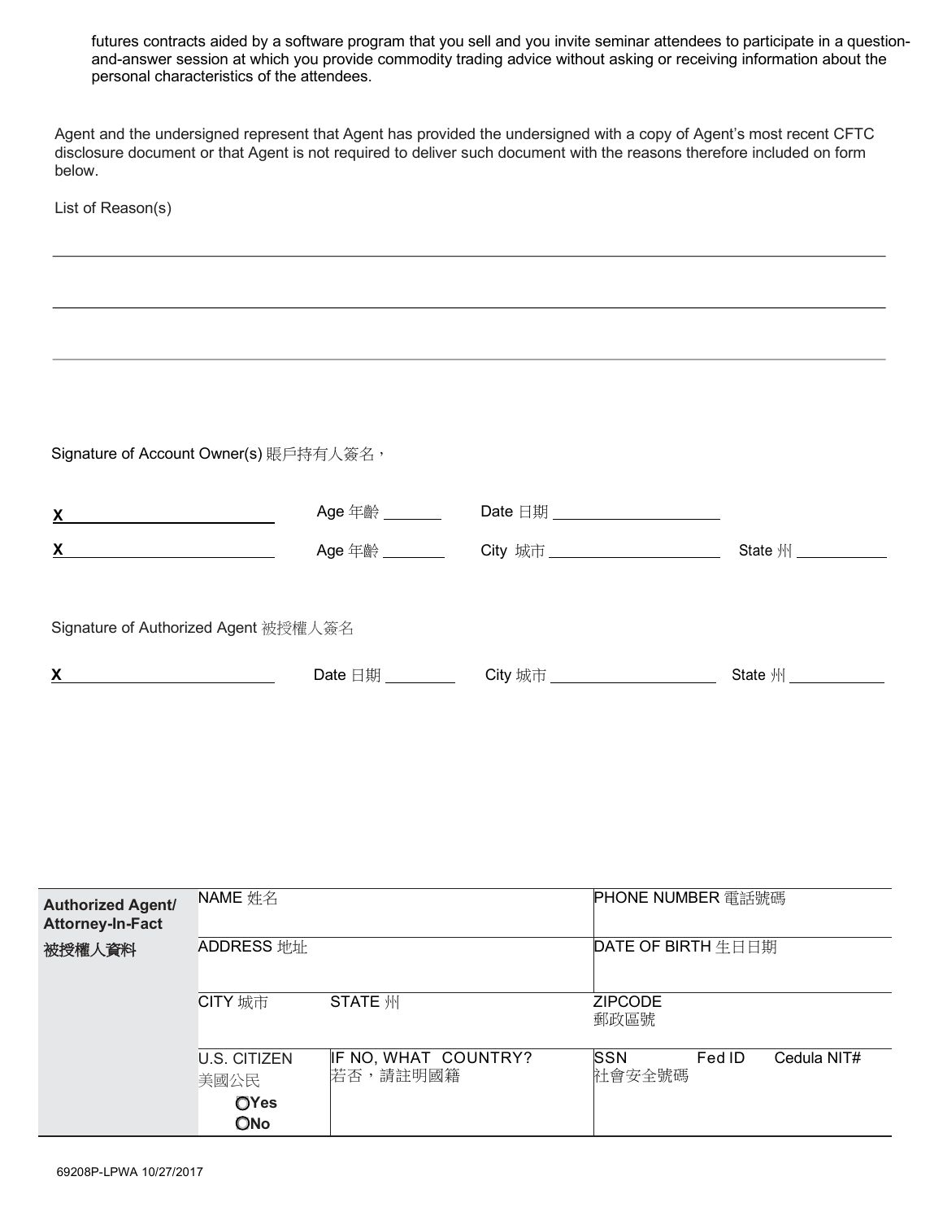futures contracts aided by a software program that you sell and you invite seminar attendees to participate in a question-and-answer session at which you provide commodity trading advice without asking or receiving information about the personal characteristics of the attendees.

Agent and the undersigned represent that Agent has provided the undersigned with a copy of Agent's most recent CFTC disclosure document or that Agent is not required to deliver such document with the reasons therefore included on form below.

List of Reason(s)

\_\_\_\_\_\_\_\_\_\_\_\_\_\_\_\_\_\_\_\_\_\_\_\_\_\_\_\_\_\_\_\_\_\_\_\_\_\_\_\_\_\_\_\_\_\_\_\_\_\_\_\_\_\_\_\_\_\_

\_\_\_\_\_\_\_\_\_\_\_\_\_\_\_\_\_\_\_\_\_\_\_\_\_\_\_\_\_\_\_\_\_\_\_\_\_\_\_\_\_\_\_\_\_\_\_\_\_\_\_\_\_\_\_\_\_\_

\_\_\_\_\_\_\_\_\_\_\_\_\_\_\_\_\_\_\_\_\_\_\_\_\_\_\_\_\_\_\_\_\_\_\_\_\_\_\_\_\_\_\_\_\_\_\_\_\_\_\_\_\_\_\_\_\_\_

Signature of Account Owner(s) 賬戶持有人簽名，

X \_\_\_\_\_\_\_\_\_\_\_\_\_\_\_\_\_\_\_\_ Age 年齡 \_\_\_\_\_\_\_ Date 日期 \_\_\_\_\_\_\_\_\_\_\_\_\_\_\_\_\_\_

X \_\_\_\_\_\_\_\_\_\_\_\_\_\_\_\_\_\_\_\_ Age 年齡 \_\_\_\_\_\_\_ City 城市 \_\_\_\_\_\_\_\_\_\_\_\_\_\_\_\_\_\_ State 州 \_\_\_\_\_\_\_\_\_\_

Signature of Authorized Agent 被授權人簽名

X \_\_\_\_\_\_\_\_\_\_\_\_\_\_\_\_\_\_\_\_ Date 日期 \_\_\_\_\_\_\_\_ City 城市 \_\_\_\_\_\_\_\_\_\_\_\_\_\_\_\_\_\_ State 州 \_\_\_\_\_\_\_\_\_\_

| | | | |
|---|---|---|---|
| **Authorized Agent/ Attorney-In-Fact** 被授權人資料 | NAME 姓名 | | PHONE NUMBER 電話號碼 |
| | ADDRESS 地址 | | DATE OF BIRTH 生日日期 |
| | CITY 城市 | STATE 州 | ZIPCODE 郵政區號 |
| | U.S. CITIZEN 美國公民 ○**Yes** ○**No** | IF NO, WHAT COUNTRY? 若否，請註明國籍 | SSN 社會安全號碼 Fed ID Cedula NIT# |

69208P-LPWA 10/27/2017